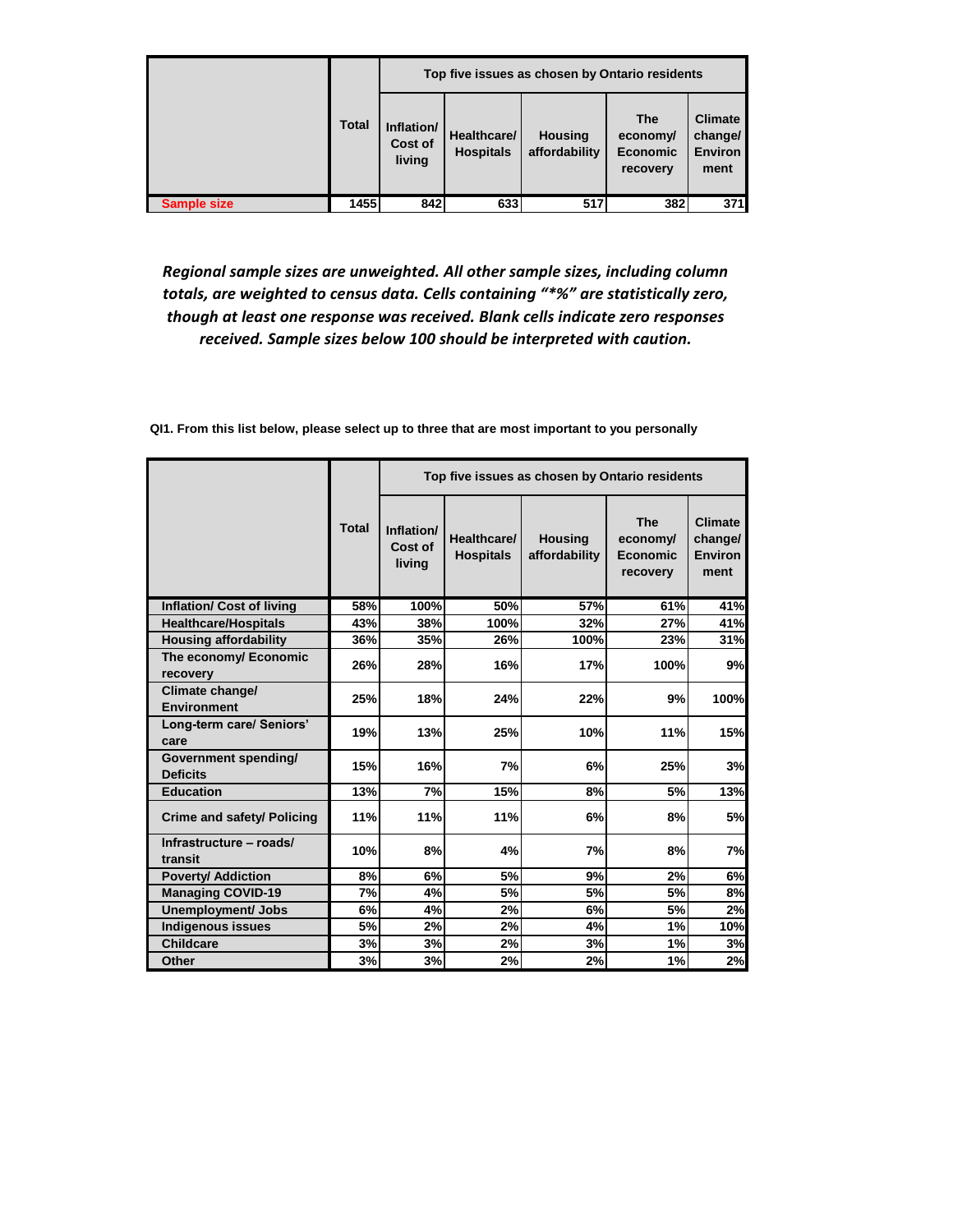| | Total | Top five issues as chosen by Ontario residents | | | | |
|---|---|---|---|---|---|---|
| | | Inflation/ Cost of living | Healthcare/ Hospitals | Housing affordability | The economy/ Economic recovery | Climate change/ Environment |
| Sample size | 1455 | 842 | 633 | 517 | 382 | 371 |

***Regional sample sizes are unweighted. All other sample sizes, including column totals, are weighted to census data. Cells containing "*%" are statistically zero, though at least one response was received. Blank cells indicate zero responses received. Sample sizes below 100 should be interpreted with caution.***

**QI1. From this list below, please select up to three that are most important to you personally**

| | Total | Top five issues as chosen by Ontario residents | | | | |
|---|---|---|---|---|---|---|
| | | Inflation/ Cost of living | Healthcare/ Hospitals | Housing affordability | The economy/ Economic recovery | Climate change/ Environment |
| Inflation/ Cost of living | 58% | 100% | 50% | 57% | 61% | 41% |
| Healthcare/Hospitals | 43% | 38% | 100% | 32% | 27% | 41% |
| Housing affordability | 36% | 35% | 26% | 100% | 23% | 31% |
| The economy/ Economic recovery | 26% | 28% | 16% | 17% | 100% | 9% |
| Climate change/ Environment | 25% | 18% | 24% | 22% | 9% | 100% |
| Long-term care/ Seniors' care | 19% | 13% | 25% | 10% | 11% | 15% |
| Government spending/ Deficits | 15% | 16% | 7% | 6% | 25% | 3% |
| Education | 13% | 7% | 15% | 8% | 5% | 13% |
| Crime and safety/ Policing | 11% | 11% | 11% | 6% | 8% | 5% |
| Infrastructure – roads/ transit | 10% | 8% | 4% | 7% | 8% | 7% |
| Poverty/ Addiction | 8% | 6% | 5% | 9% | 2% | 6% |
| Managing COVID-19 | 7% | 4% | 5% | 5% | 5% | 8% |
| Unemployment/ Jobs | 6% | 4% | 2% | 6% | 5% | 2% |
| Indigenous issues | 5% | 2% | 2% | 4% | 1% | 10% |
| Childcare | 3% | 3% | 2% | 3% | 1% | 3% |
| Other | 3% | 3% | 2% | 2% | 1% | 2% |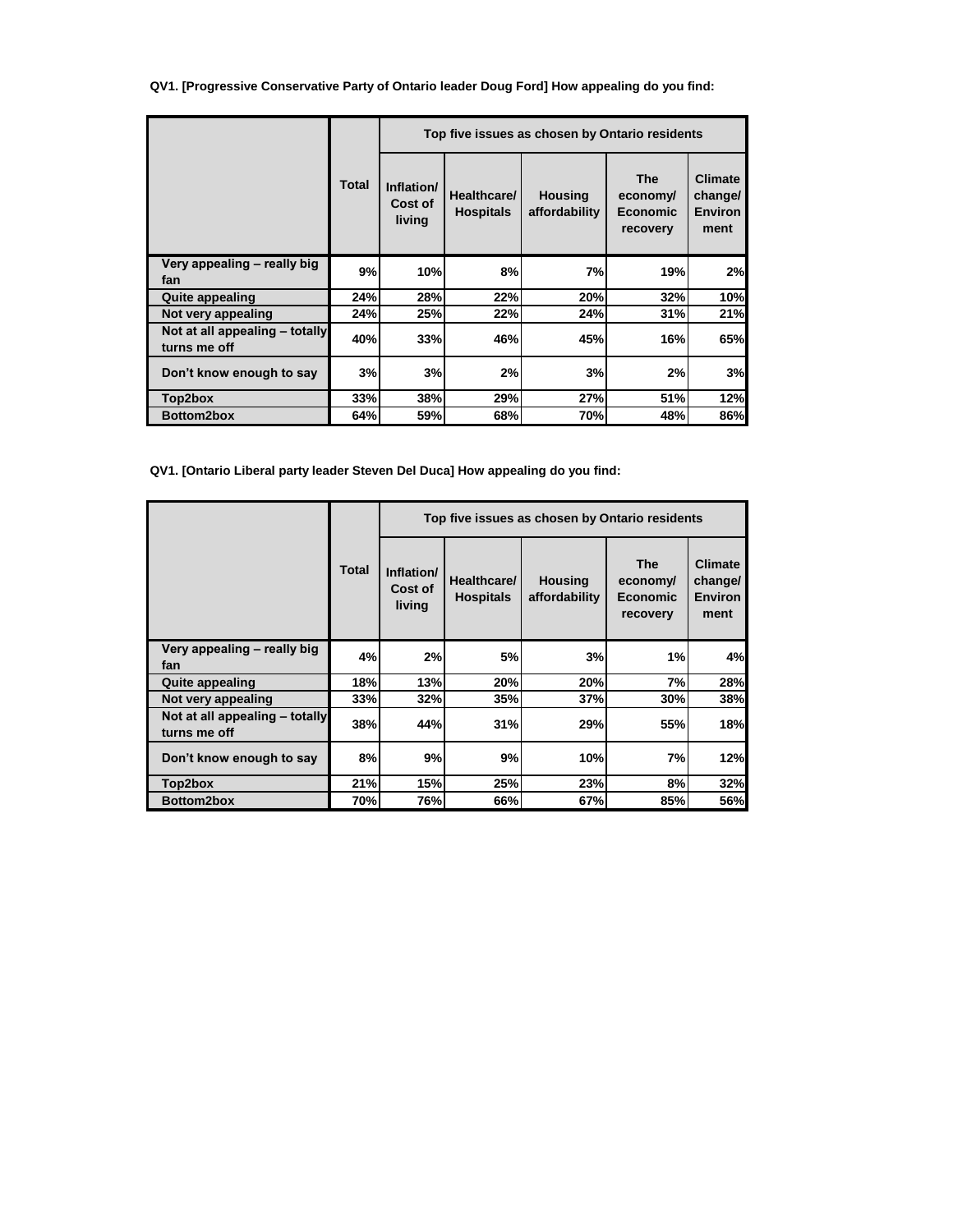**QV1. [Progressive Conservative Party of Ontario leader Doug Ford] How appealing do you find:**

| | Total | Top five issues as chosen by Ontario residents | | | | |
|---|---|---|---|---|---|---|
| | | Inflation/ Cost of living | Healthcare/ Hospitals | Housing affordability | The economy/ Economic recovery | Climate change/ Environ ment |
| Very appealing – really big fan | 9% | 10% | 8% | 7% | 19% | 2% |
| Quite appealing | 24% | 28% | 22% | 20% | 32% | 10% |
| Not very appealing | 24% | 25% | 22% | 24% | 31% | 21% |
| Not at all appealing – totally turns me off | 40% | 33% | 46% | 45% | 16% | 65% |
| Don't know enough to say | 3% | 3% | 2% | 3% | 2% | 3% |
| Top2box | 33% | 38% | 29% | 27% | 51% | 12% |
| Bottom2box | 64% | 59% | 68% | 70% | 48% | 86% |

**QV1. [Ontario Liberal party leader Steven Del Duca] How appealing do you find:**

| | Total | Top five issues as chosen by Ontario residents | | | | |
|---|---|---|---|---|---|---|
| | | Inflation/ Cost of living | Healthcare/ Hospitals | Housing affordability | The economy/ Economic recovery | Climate change/ Environ ment |
| Very appealing – really big fan | 4% | 2% | 5% | 3% | 1% | 4% |
| Quite appealing | 18% | 13% | 20% | 20% | 7% | 28% |
| Not very appealing | 33% | 32% | 35% | 37% | 30% | 38% |
| Not at all appealing – totally turns me off | 38% | 44% | 31% | 29% | 55% | 18% |
| Don't know enough to say | 8% | 9% | 9% | 10% | 7% | 12% |
| Top2box | 21% | 15% | 25% | 23% | 8% | 32% |
| Bottom2box | 70% | 76% | 66% | 67% | 85% | 56% |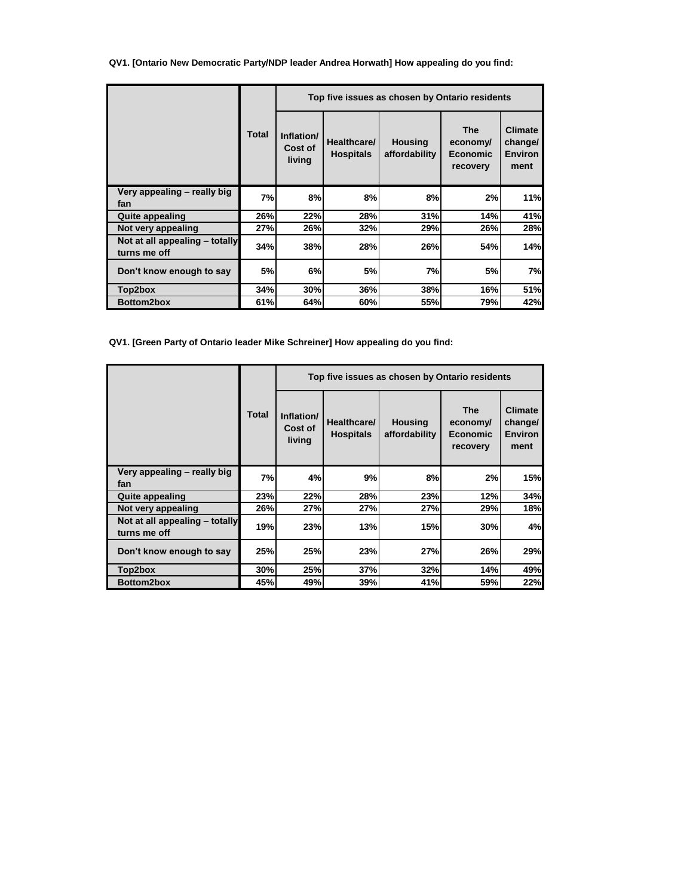**QV1. [Ontario New Democratic Party/NDP leader Andrea Horwath] How appealing do you find:**

| | Total | Top five issues as chosen by Ontario residents | | | | |
|---|---|---|---|---|---|---|
| | | Inflation/ Cost of living | Healthcare/ Hospitals | Housing affordability | The economy/ Economic recovery | Climate change/ Environ ment |
| Very appealing – really big fan | 7% | 8% | 8% | 8% | 2% | 11% |
| Quite appealing | 26% | 22% | 28% | 31% | 14% | 41% |
| Not very appealing | 27% | 26% | 32% | 29% | 26% | 28% |
| Not at all appealing – totally turns me off | 34% | 38% | 28% | 26% | 54% | 14% |
| Don't know enough to say | 5% | 6% | 5% | 7% | 5% | 7% |
| Top2box | 34% | 30% | 36% | 38% | 16% | 51% |
| Bottom2box | 61% | 64% | 60% | 55% | 79% | 42% |

**QV1. [Green Party of Ontario leader Mike Schreiner] How appealing do you find:**

| | Total | Top five issues as chosen by Ontario residents | | | | |
|---|---|---|---|---|---|---|
| | | Inflation/ Cost of living | Healthcare/ Hospitals | Housing affordability | The economy/ Economic recovery | Climate change/ Environ ment |
| Very appealing – really big fan | 7% | 4% | 9% | 8% | 2% | 15% |
| Quite appealing | 23% | 22% | 28% | 23% | 12% | 34% |
| Not very appealing | 26% | 27% | 27% | 27% | 29% | 18% |
| Not at all appealing – totally turns me off | 19% | 23% | 13% | 15% | 30% | 4% |
| Don't know enough to say | 25% | 25% | 23% | 27% | 26% | 29% |
| Top2box | 30% | 25% | 37% | 32% | 14% | 49% |
| Bottom2box | 45% | 49% | 39% | 41% | 59% | 22% |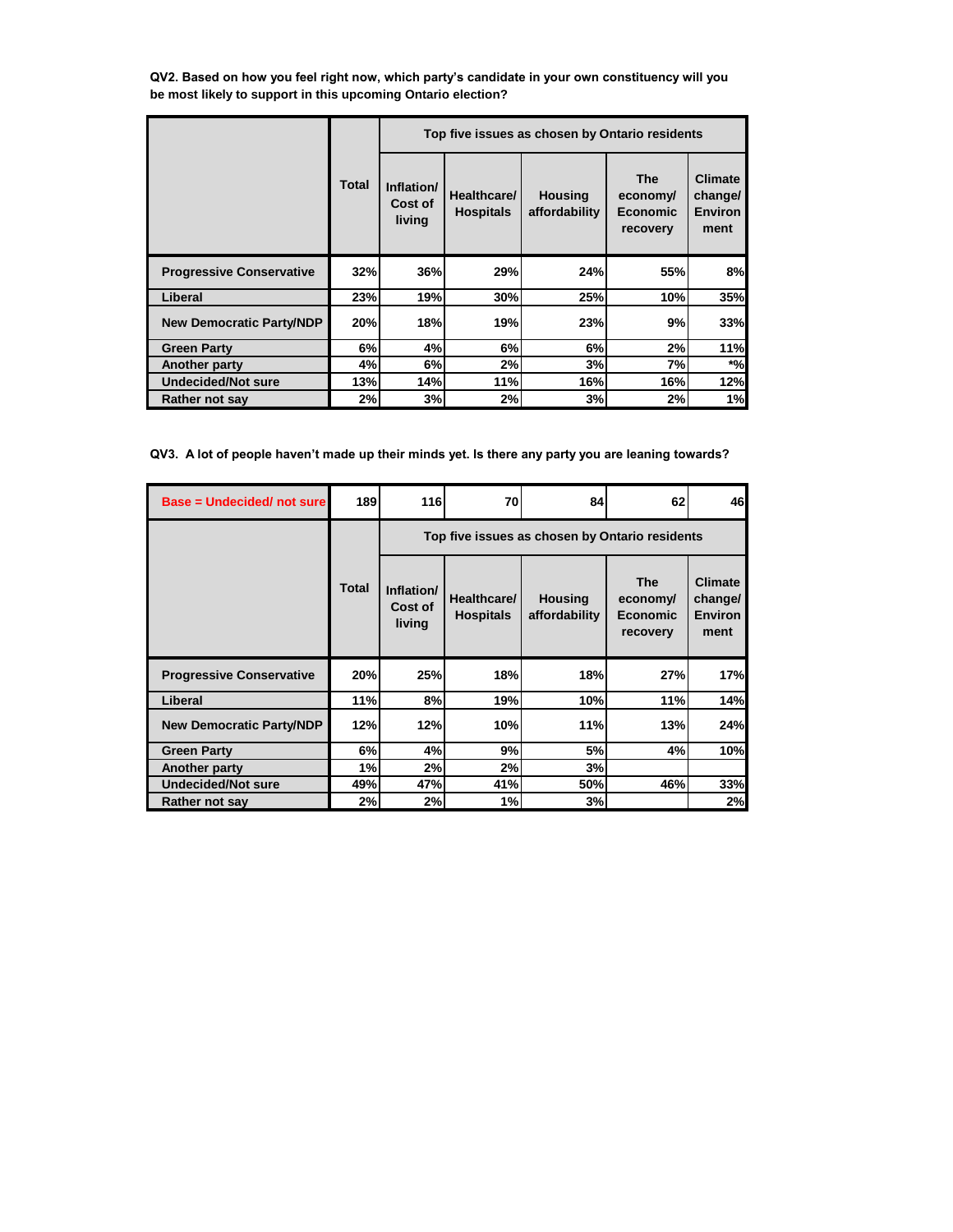**QV2. Based on how you feel right now, which party's candidate in your own constituency will you be most likely to support in this upcoming Ontario election?**

| | Total | Top five issues as chosen by Ontario residents | | | | |
|---|---|---|---|---|---|---|
| | | Inflation/ Cost of living | Healthcare/ Hospitals | Housing affordability | The economy/ Economic recovery | Climate change/ Environment |
| Progressive Conservative | 32% | 36% | 29% | 24% | 55% | 8% |
| Liberal | 23% | 19% | 30% | 25% | 10% | 35% |
| New Democratic Party/NDP | 20% | 18% | 19% | 23% | 9% | 33% |
| Green Party | 6% | 4% | 6% | 6% | 2% | 11% |
| Another party | 4% | 6% | 2% | 3% | 7% | *% |
| Undecided/Not sure | 13% | 14% | 11% | 16% | 16% | 12% |
| Rather not say | 2% | 3% | 2% | 3% | 2% | 1% |

**QV3. A lot of people haven't made up their minds yet. Is there any party you are leaning towards?**

| Base = Undecided/ not sure | 189 | 116 | 70 | 84 | 62 | 46 |
|---|---|---|---|---|---|---|
| | Total | Top five issues as chosen by Ontario residents | | | | |
| | | Inflation/ Cost of living | Healthcare/ Hospitals | Housing affordability | The economy/ Economic recovery | Climate change/ Environment |
| Progressive Conservative | 20% | 25% | 18% | 18% | 27% | 17% |
| Liberal | 11% | 8% | 19% | 10% | 11% | 14% |
| New Democratic Party/NDP | 12% | 12% | 10% | 11% | 13% | 24% |
| Green Party | 6% | 4% | 9% | 5% | 4% | 10% |
| Another party | 1% | 2% | 2% | 3% | | |
| Undecided/Not sure | 49% | 47% | 41% | 50% | 46% | 33% |
| Rather not say | 2% | 2% | 1% | 3% | | 2% |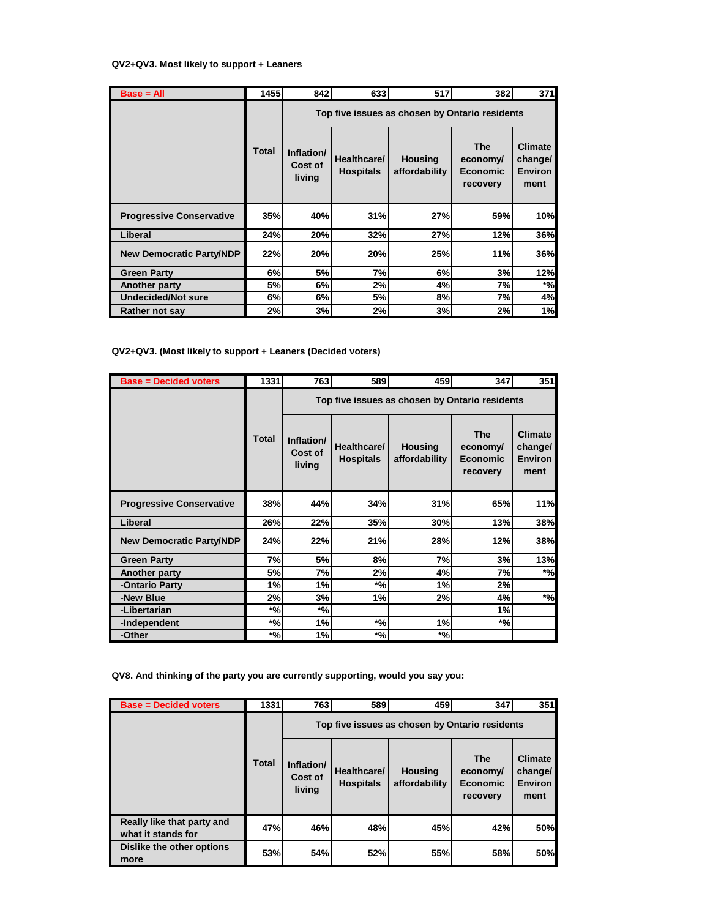QV2+QV3. Most likely to support + Leaners

| Base = All | 1455 | 842 | 633 | 517 | 382 | 371 |
|---|---|---|---|---|---|---|
| | | Top five issues as chosen by Ontario residents | | | | |
| | Total | Inflation/ Cost of living | Healthcare/ Hospitals | Housing affordability | The economy/ Economic recovery | Climate change/ Environment |
| Progressive Conservative | 35% | 40% | 31% | 27% | 59% | 10% |
| Liberal | 24% | 20% | 32% | 27% | 12% | 36% |
| New Democratic Party/NDP | 22% | 20% | 20% | 25% | 11% | 36% |
| Green Party | 6% | 5% | 7% | 6% | 3% | 12% |
| Another party | 5% | 6% | 2% | 4% | 7% | *% |
| Undecided/Not sure | 6% | 6% | 5% | 8% | 7% | 4% |
| Rather not say | 2% | 3% | 2% | 3% | 2% | 1% |

QV2+QV3. (Most likely to support + Leaners (Decided voters)

| Base = Decided voters | 1331 | 763 | 589 | 459 | 347 | 351 |
|---|---|---|---|---|---|---|
| | | Top five issues as chosen by Ontario residents | | | | |
| | Total | Inflation/ Cost of living | Healthcare/ Hospitals | Housing affordability | The economy/ Economic recovery | Climate change/ Environment |
| Progressive Conservative | 38% | 44% | 34% | 31% | 65% | 11% |
| Liberal | 26% | 22% | 35% | 30% | 13% | 38% |
| New Democratic Party/NDP | 24% | 22% | 21% | 28% | 12% | 38% |
| Green Party | 7% | 5% | 8% | 7% | 3% | 13% |
| Another party | 5% | 7% | 2% | 4% | 7% | *% |
| -Ontario Party | 1% | 1% | *% | 1% | 2% | |
| -New Blue | 2% | 3% | 1% | 2% | 4% | *% |
| -Libertarian | *% | *% | | | 1% | |
| -Independent | *% | 1% | *% | 1% | *% | |
| -Other | *% | 1% | *% | *% | | |

QV8. And thinking of the party you are currently supporting, would you say you:

| Base = Decided voters | 1331 | 763 | 589 | 459 | 347 | 351 |
|---|---|---|---|---|---|---|
| | | Top five issues as chosen by Ontario residents | | | | |
| | Total | Inflation/ Cost of living | Healthcare/ Hospitals | Housing affordability | The economy/ Economic recovery | Climate change/ Environment |
| Really like that party and what it stands for | 47% | 46% | 48% | 45% | 42% | 50% |
| Dislike the other options more | 53% | 54% | 52% | 55% | 58% | 50% |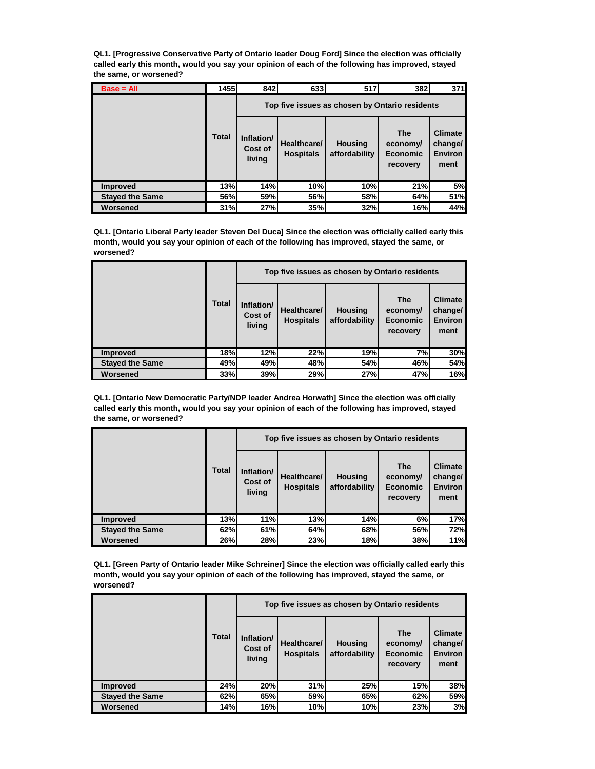**QL1. [Progressive Conservative Party of Ontario leader Doug Ford] Since the election was officially called early this month, would you say your opinion of each of the following has improved, stayed the same, or worsened?**

| Base = All | 1455 | 842 | 633 | 517 | 382 | 371 |
|---|---|---|---|---|---|---|
| | | Top five issues as chosen by Ontario residents | | | | |
| | Total | Inflation/ Cost of living | Healthcare/ Hospitals | Housing affordability | The economy/ Economic recovery | Climate change/ Environment |
| Improved | 13% | 14% | 10% | 10% | 21% | 5% |
| Stayed the Same | 56% | 59% | 56% | 58% | 64% | 51% |
| Worsened | 31% | 27% | 35% | 32% | 16% | 44% |

**QL1. [Ontario Liberal Party leader Steven Del Duca] Since the election was officially called early this month, would you say your opinion of each of the following has improved, stayed the same, or worsened?**

| | | Top five issues as chosen by Ontario residents | | | | |
|---|---|---|---|---|---|---|
| | Total | Inflation/ Cost of living | Healthcare/ Hospitals | Housing affordability | The economy/ Economic recovery | Climate change/ Environment |
| Improved | 18% | 12% | 22% | 19% | 7% | 30% |
| Stayed the Same | 49% | 49% | 48% | 54% | 46% | 54% |
| Worsened | 33% | 39% | 29% | 27% | 47% | 16% |

**QL1. [Ontario New Democratic Party/NDP leader Andrea Horwath] Since the election was officially called early this month, would you say your opinion of each of the following has improved, stayed the same, or worsened?**

| | | Top five issues as chosen by Ontario residents | | | | |
|---|---|---|---|---|---|---|
| | Total | Inflation/ Cost of living | Healthcare/ Hospitals | Housing affordability | The economy/ Economic recovery | Climate change/ Environment |
| Improved | 13% | 11% | 13% | 14% | 6% | 17% |
| Stayed the Same | 62% | 61% | 64% | 68% | 56% | 72% |
| Worsened | 26% | 28% | 23% | 18% | 38% | 11% |

**QL1. [Green Party of Ontario leader Mike Schreiner] Since the election was officially called early this month, would you say your opinion of each of the following has improved, stayed the same, or worsened?**

| | | Top five issues as chosen by Ontario residents | | | | |
|---|---|---|---|---|---|---|
| | Total | Inflation/ Cost of living | Healthcare/ Hospitals | Housing affordability | The economy/ Economic recovery | Climate change/ Environment |
| Improved | 24% | 20% | 31% | 25% | 15% | 38% |
| Stayed the Same | 62% | 65% | 59% | 65% | 62% | 59% |
| Worsened | 14% | 16% | 10% | 10% | 23% | 3% |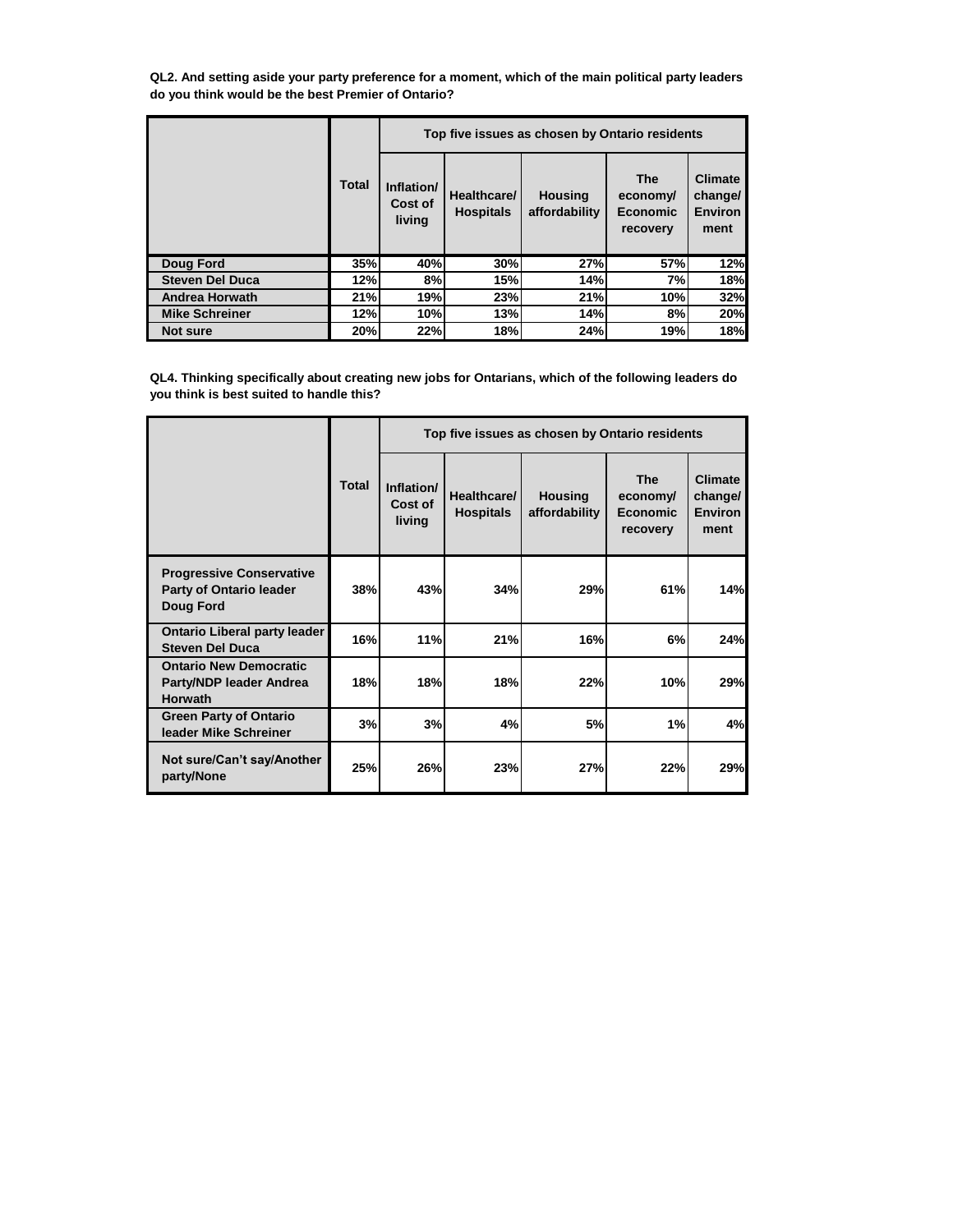**QL2. And setting aside your party preference for a moment, which of the main political party leaders do you think would be the best Premier of Ontario?**

| | Total | Top five issues as chosen by Ontario residents | | | | |
|---|---|---|---|---|---|---|
| | | Inflation/ Cost of living | Healthcare/ Hospitals | Housing affordability | The economy/ Economic recovery | Climate change/ Environment |
| **Doug Ford** | 35% | 40% | 30% | 27% | 57% | 12% |
| **Steven Del Duca** | 12% | 8% | 15% | 14% | 7% | 18% |
| **Andrea Horwath** | 21% | 19% | 23% | 21% | 10% | 32% |
| **Mike Schreiner** | 12% | 10% | 13% | 14% | 8% | 20% |
| **Not sure** | 20% | 22% | 18% | 24% | 19% | 18% |

**QL4. Thinking specifically about creating new jobs for Ontarians, which of the following leaders do you think is best suited to handle this?**

| | Total | Top five issues as chosen by Ontario residents | | | | |
|---|---|---|---|---|---|---|
| | | Inflation/ Cost of living | Healthcare/ Hospitals | Housing affordability | The economy/ Economic recovery | Climate change/ Environment |
| **Progressive Conservative Party of Ontario leader Doug Ford** | 38% | 43% | 34% | 29% | 61% | 14% |
| **Ontario Liberal party leader Steven Del Duca** | 16% | 11% | 21% | 16% | 6% | 24% |
| **Ontario New Democratic Party/NDP leader Andrea Horwath** | 18% | 18% | 18% | 22% | 10% | 29% |
| **Green Party of Ontario leader Mike Schreiner** | 3% | 3% | 4% | 5% | 1% | 4% |
| **Not sure/Can't say/Another party/None** | 25% | 26% | 23% | 27% | 22% | 29% |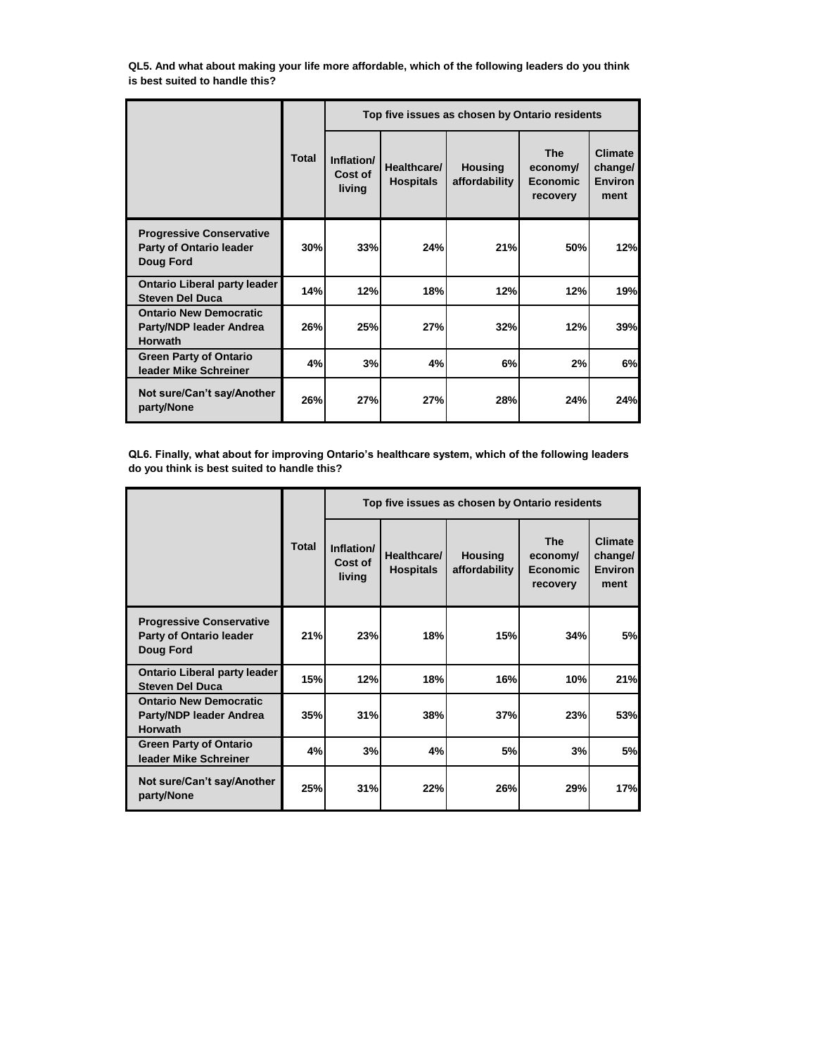**QL5. And what about making your life more affordable, which of the following leaders do you think is best suited to handle this?**

| | Total | Top five issues as chosen by Ontario residents | | | | |
|---|---|---|---|---|---|---|
| | | Inflation/ Cost of living | Healthcare/ Hospitals | Housing affordability | The economy/ Economic recovery | Climate change/ Environment |
| **Progressive Conservative Party of Ontario leader Doug Ford** | 30% | 33% | 24% | 21% | 50% | 12% |
| **Ontario Liberal party leader Steven Del Duca** | 14% | 12% | 18% | 12% | 12% | 19% |
| **Ontario New Democratic Party/NDP leader Andrea Horwath** | 26% | 25% | 27% | 32% | 12% | 39% |
| **Green Party of Ontario leader Mike Schreiner** | 4% | 3% | 4% | 6% | 2% | 6% |
| **Not sure/Can't say/Another party/None** | 26% | 27% | 27% | 28% | 24% | 24% |

**QL6. Finally, what about for improving Ontario's healthcare system, which of the following leaders do you think is best suited to handle this?**

| | Total | Top five issues as chosen by Ontario residents | | | | |
|---|---|---|---|---|---|---|
| | | Inflation/ Cost of living | Healthcare/ Hospitals | Housing affordability | The economy/ Economic recovery | Climate change/ Environment |
| **Progressive Conservative Party of Ontario leader Doug Ford** | 21% | 23% | 18% | 15% | 34% | 5% |
| **Ontario Liberal party leader Steven Del Duca** | 15% | 12% | 18% | 16% | 10% | 21% |
| **Ontario New Democratic Party/NDP leader Andrea Horwath** | 35% | 31% | 38% | 37% | 23% | 53% |
| **Green Party of Ontario leader Mike Schreiner** | 4% | 3% | 4% | 5% | 3% | 5% |
| **Not sure/Can't say/Another party/None** | 25% | 31% | 22% | 26% | 29% | 17% |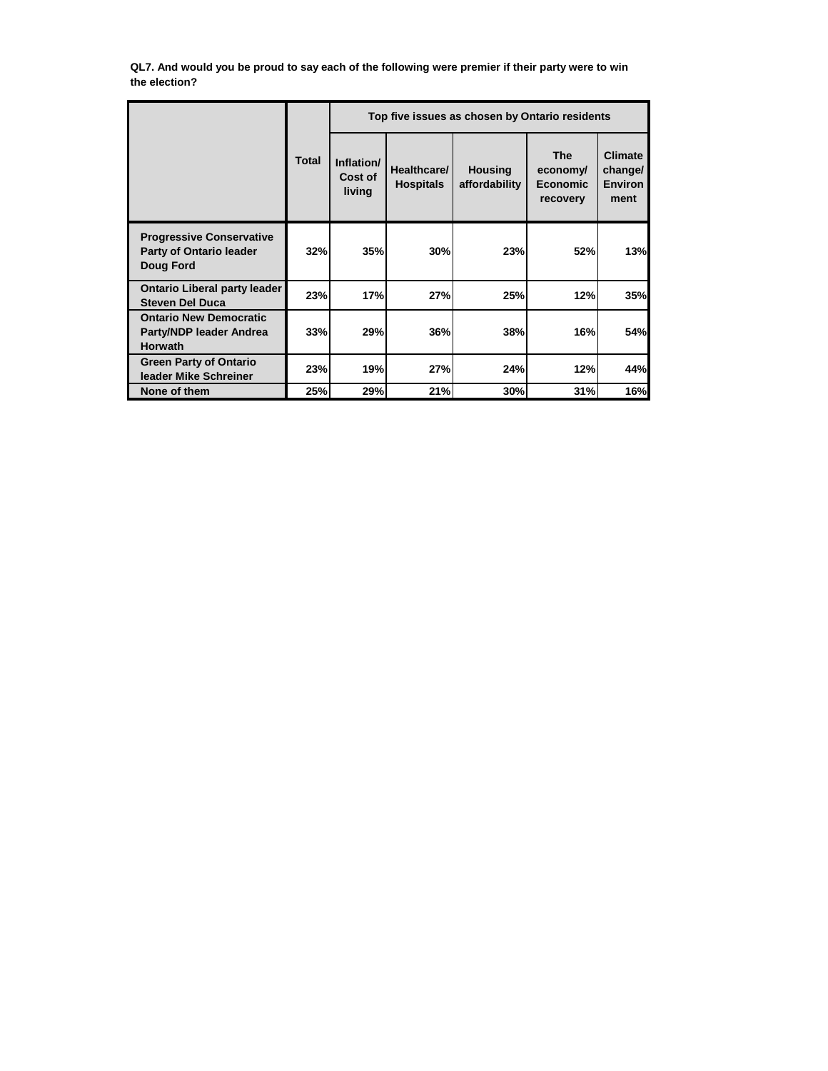**QL7. And would you be proud to say each of the following were premier if their party were to win the election?**

| | Total | Top five issues as chosen by Ontario residents | | | | |
|---|---|---|---|---|---|---|
| | | Inflation/ Cost of living | Healthcare/ Hospitals | Housing affordability | The economy/ Economic recovery | Climate change/ Environment |
| **Progressive Conservative Party of Ontario leader Doug Ford** | 32% | 35% | 30% | 23% | 52% | 13% |
| **Ontario Liberal party leader Steven Del Duca** | 23% | 17% | 27% | 25% | 12% | 35% |
| **Ontario New Democratic Party/NDP leader Andrea Horwath** | 33% | 29% | 36% | 38% | 16% | 54% |
| **Green Party of Ontario leader Mike Schreiner** | 23% | 19% | 27% | 24% | 12% | 44% |
| **None of them** | 25% | 29% | 21% | 30% | 31% | 16% |